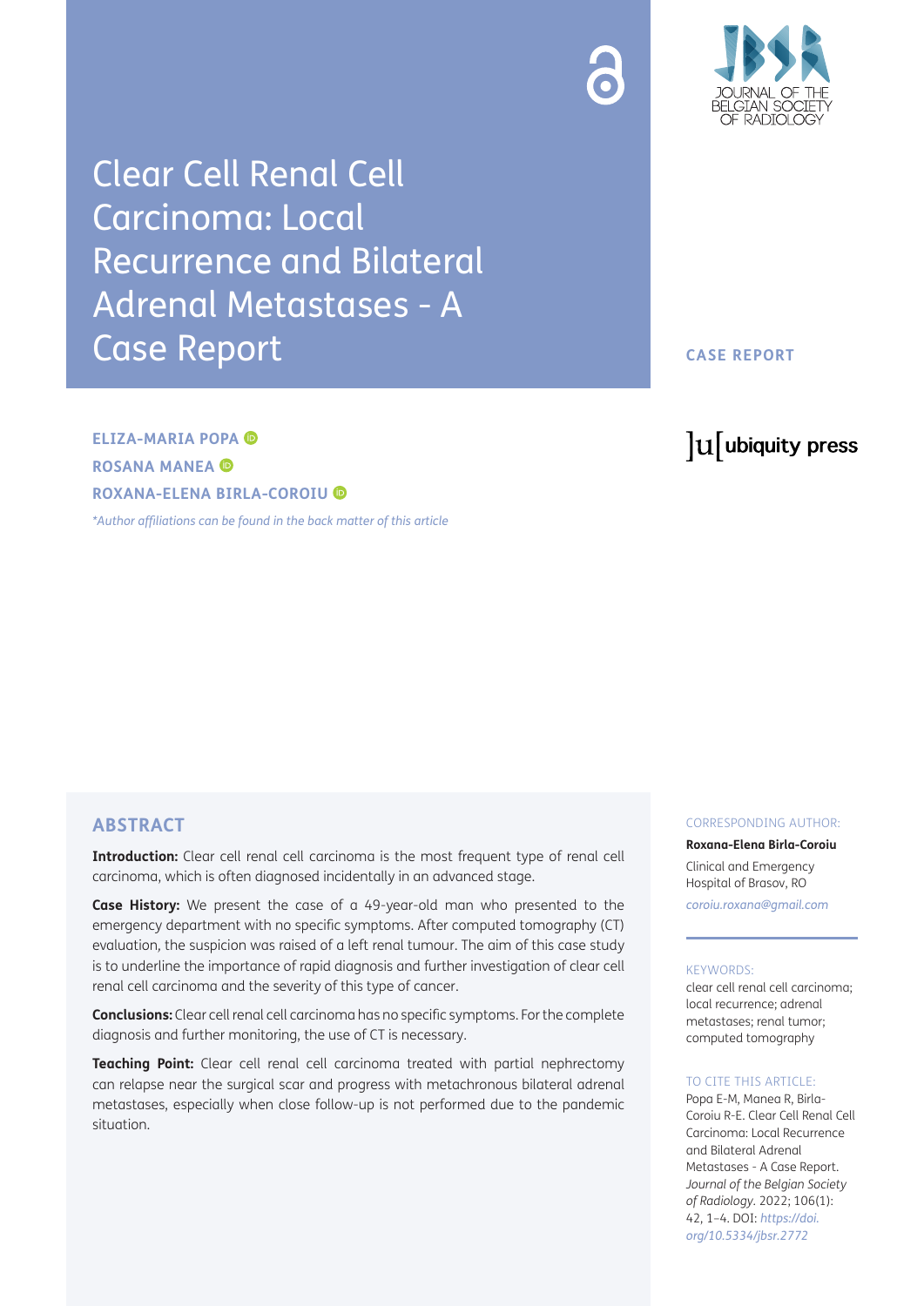# Clear Cell Renal Cell Carcinoma: Local Recurrence and Bilateral Adrenal Metastases - A Case Report

**CASE REPORT**

**ELIZA-MARIA POPA**
**ROSANA MANEA**
**ROXANA-ELENA BIRLA-COROIU**

*\*Author affiliations can be found in the back matter of this article*

## ABSTRACT

**Introduction:** Clear cell renal cell carcinoma is the most frequent type of renal cell carcinoma, which is often diagnosed incidentally in an advanced stage.

**Case History:** We present the case of a 49-year-old man who presented to the emergency department with no specific symptoms. After computed tomography (CT) evaluation, the suspicion was raised of a left renal tumour. The aim of this case study is to underline the importance of rapid diagnosis and further investigation of clear cell renal cell carcinoma and the severity of this type of cancer.

**Conclusions:** Clear cell renal cell carcinoma has no specific symptoms. For the complete diagnosis and further monitoring, the use of CT is necessary.

**Teaching Point:** Clear cell renal cell carcinoma treated with partial nephrectomy can relapse near the surgical scar and progress with metachronous bilateral adrenal metastases, especially when close follow-up is not performed due to the pandemic situation.

CORRESPONDING AUTHOR:

**Roxana-Elena Birla-Coroiu**

Clinical and Emergency Hospital of Brasov, RO

*coroiu.roxana@gmail.com*

KEYWORDS:

clear cell renal cell carcinoma; local recurrence; adrenal metastases; renal tumor; computed tomography

TO CITE THIS ARTICLE:

Popa E-M, Manea R, Birla-Coroiu R-E. Clear Cell Renal Cell Carcinoma: Local Recurrence and Bilateral Adrenal Metastases - A Case Report. *Journal of the Belgian Society of Radiology*. 2022; 106(1): 42, 1–4. DOI: *https://doi.org/10.5334/jbsr.2772*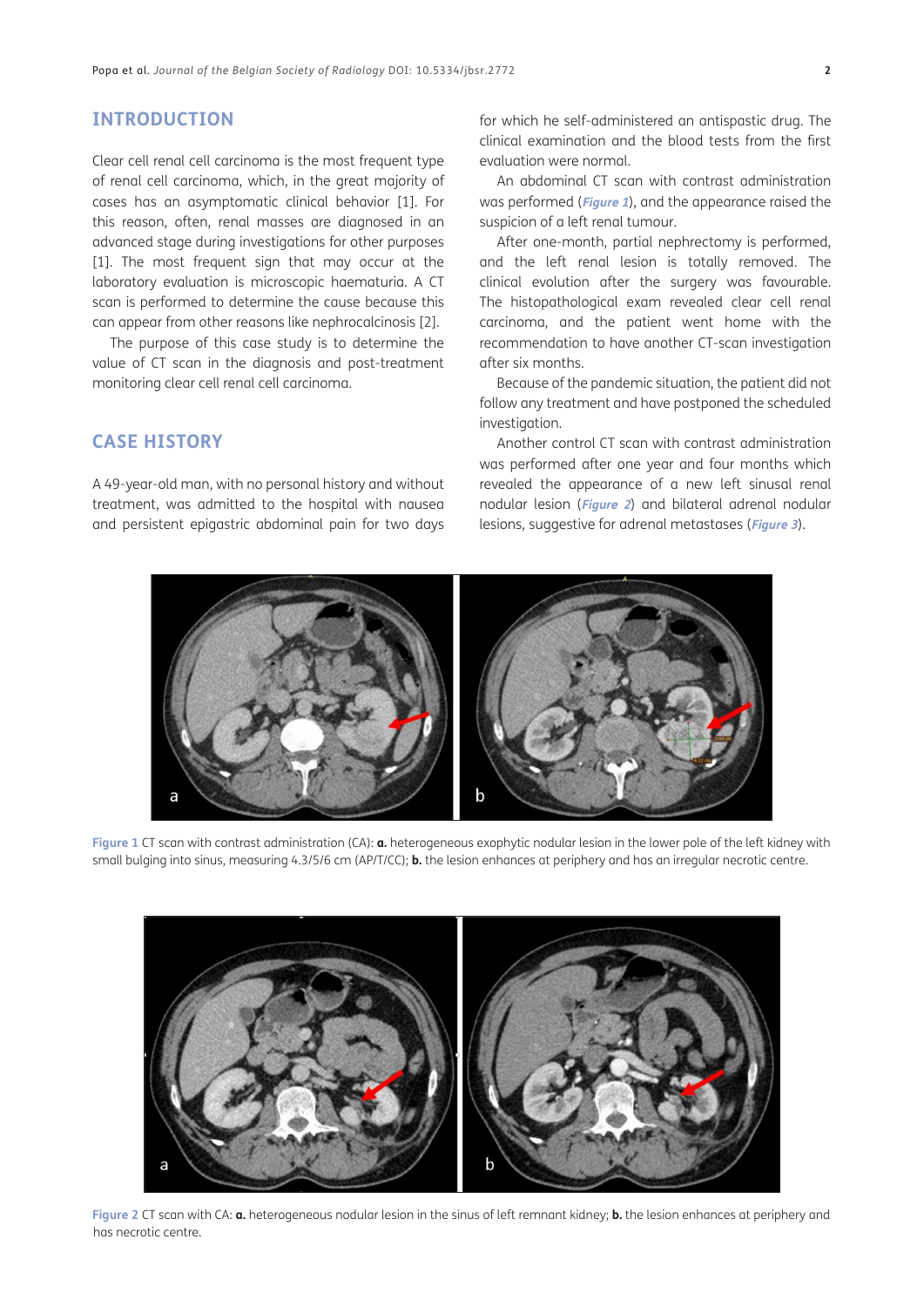## INTRODUCTION

Clear cell renal cell carcinoma is the most frequent type of renal cell carcinoma, which, in the great majority of cases has an asymptomatic clinical behavior [1]. For this reason, often, renal masses are diagnosed in an advanced stage during investigations for other purposes [1]. The most frequent sign that may occur at the laboratory evaluation is microscopic haematuria. A CT scan is performed to determine the cause because this can appear from other reasons like nephrocalcinosis [2].

The purpose of this case study is to determine the value of CT scan in the diagnosis and post-treatment monitoring clear cell renal cell carcinoma.

## CASE HISTORY

A 49-year-old man, with no personal history and without treatment, was admitted to the hospital with nausea and persistent epigastric abdominal pain for two days for which he self-administered an antispastic drug. The clinical examination and the blood tests from the first evaluation were normal.

An abdominal CT scan with contrast administration was performed (*Figure 1*), and the appearance raised the suspicion of a left renal tumour.

After one-month, partial nephrectomy is performed, and the left renal lesion is totally removed. The clinical evolution after the surgery was favourable. The histopathological exam revealed clear cell renal carcinoma, and the patient went home with the recommendation to have another CT-scan investigation after six months.

Because of the pandemic situation, the patient did not follow any treatment and have postponed the scheduled investigation.

Another control CT scan with contrast administration was performed after one year and four months which revealed the appearance of a new left sinusal renal nodular lesion (*Figure 2*) and bilateral adrenal nodular lesions, suggestive for adrenal metastases (*Figure 3*).

**Figure 1** CT scan with contrast administration (CA): **a.** heterogeneous exophytic nodular lesion in the lower pole of the left kidney with small bulging into sinus, measuring 4.3/5/6 cm (AP/T/CC); **b.** the lesion enhances at periphery and has an irregular necrotic centre.

**Figure 2** CT scan with CA: **a.** heterogeneous nodular lesion in the sinus of left remnant kidney; **b.** the lesion enhances at periphery and has necrotic centre.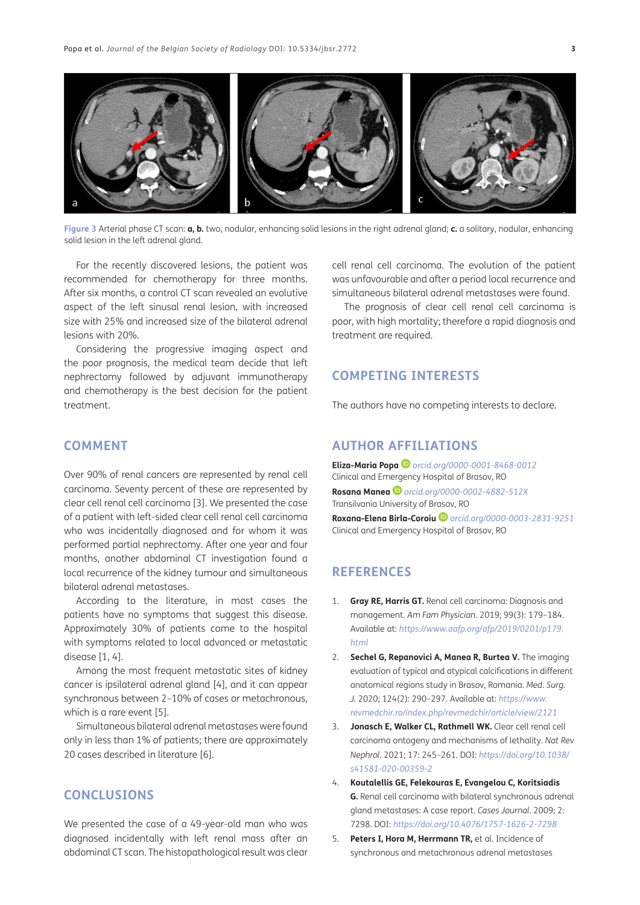Figure 3 Arterial phase CT scan: **a, b.** two, nodular, enhancing solid lesions in the right adrenal gland; **c.** a solitary, nodular, enhancing solid lesion in the left adrenal gland.

For the recently discovered lesions, the patient was recommended for chemotherapy for three months. After six months, a control CT scan revealed an evolutive aspect of the left sinusal renal lesion, with increased size with 25% and increased size of the bilateral adrenal lesions with 20%.

Considering the progressive imaging aspect and the poor prognosis, the medical team decide that left nephrectomy followed by adjuvant immunotherapy and chemotherapy is the best decision for the patient treatment.

## COMMENT

Over 90% of renal cancers are represented by renal cell carcinoma. Seventy percent of these are represented by clear cell renal cell carcinoma [3]. We presented the case of a patient with left-sided clear cell renal cell carcinoma who was incidentally diagnosed and for whom it was performed partial nephrectomy. After one year and four months, another abdominal CT investigation found a local recurrence of the kidney tumour and simultaneous bilateral adrenal metastases.

According to the literature, in most cases the patients have no symptoms that suggest this disease. Approximately 30% of patients come to the hospital with symptoms related to local advanced or metastatic disease [1, 4].

Among the most frequent metastatic sites of kidney cancer is ipsilateral adrenal gland [4], and it can appear synchronous between 2–10% of cases or metachronous, which is a rare event [5].

Simultaneous bilateral adrenal metastases were found only in less than 1% of patients; there are approximately 20 cases described in literature [6].

## CONCLUSIONS

We presented the case of a 49-year-old man who was diagnosed incidentally with left renal mass after an abdominal CT scan. The histopathological result was clear cell renal cell carcinoma. The evolution of the patient was unfavourable and after a period local recurrence and simultaneous bilateral adrenal metastases were found.

The prognosis of clear cell renal cell carcinoma is poor, with high mortality; therefore a rapid diagnosis and treatment are required.

## COMPETING INTERESTS

The authors have no competing interests to declare.

## AUTHOR AFFILIATIONS

**Eliza-Maria Popa** *orcid.org/0000-0001-8468-0012*
Clinical and Emergency Hospital of Brasov, RO

**Rosana Manea** *orcid.org/0000-0002-4882-512X*
Transilvania University of Brasov, RO

**Roxana-Elena Birla-Coroiu** *orcid.org/0000-0003-2831-9251*
Clinical and Emergency Hospital of Brasov, RO

## REFERENCES

1. **Gray RE, Harris GT.** Renal cell carcinoma: Diagnosis and management. *Am Fam Physician.* 2019; 99(3): 179–184. Available at: *https://www.aafp.org/afp/2019/0201/p179.html*
2. **Sechel G, Repanovici A, Manea R, Burtea V.** The imaging evaluation of typical and atypical calcifications in different anatomical regions study in Brasov, Romania. *Med. Surg. J.* 2020; 124(2): 290–297. Available at: *https://www.revmedchir.ro/index.php/revmedchir/article/view/2121*
3. **Jonasch E, Walker CL, Rathmell WK.** Clear cell renal cell carcinoma ontogeny and mechanisms of lethality. *Nat Rev Nephrol.* 2021; 17: 245–261. DOI: *https://doi.org/10.1038/s41581-020-00359-2*
4. **Koutalellis GE, Felekouras E, Evangelou C, Koritsiadis G.** Renal cell carcinoma with bilateral synchronous adrenal gland metastases: A case report. *Cases Journal.* 2009; 2: 7298. DOI: *https://doi.org/10.4076/1757-1626-2-7298*
5. **Peters I, Hora M, Herrmann TR,** et al. Incidence of synchronous and metachronous adrenal metastases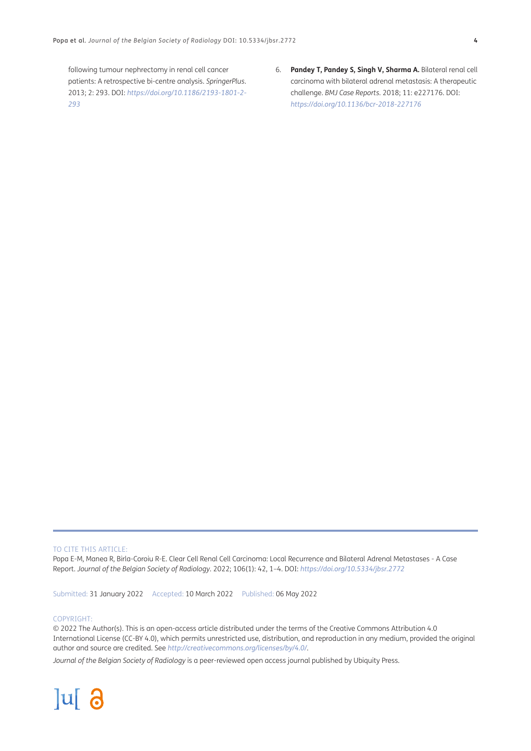following tumour nephrectomy in renal cell cancer patients: A retrospective bi-centre analysis. *SpringerPlus*. 2013; 2: 293. DOI: *https://doi.org/10.1186/2193-1801-2-293*

6. **Pandey T, Pandey S, Singh V, Sharma A.** Bilateral renal cell carcinoma with bilateral adrenal metastasis: A therapeutic challenge. *BMJ Case Reports*. 2018; 11: e227176. DOI: *https://doi.org/10.1136/bcr-2018-227176*

TO CITE THIS ARTICLE:

Popa E-M, Manea R, Birla-Coroiu R-E. Clear Cell Renal Cell Carcinoma: Local Recurrence and Bilateral Adrenal Metastases - A Case Report. *Journal of the Belgian Society of Radiology*. 2022; 106(1): 42, 1–4. DOI: *https://doi.org/10.5334/jbsr.2772*

Submitted: 31 January 2022 Accepted: 10 March 2022 Published: 06 May 2022

COPYRIGHT:

© 2022 The Author(s). This is an open-access article distributed under the terms of the Creative Commons Attribution 4.0 International License (CC-BY 4.0), which permits unrestricted use, distribution, and reproduction in any medium, provided the original author and source are credited. See *http://creativecommons.org/licenses/by/4.0/*.

*Journal of the Belgian Society of Radiology* is a peer-reviewed open access journal published by Ubiquity Press.